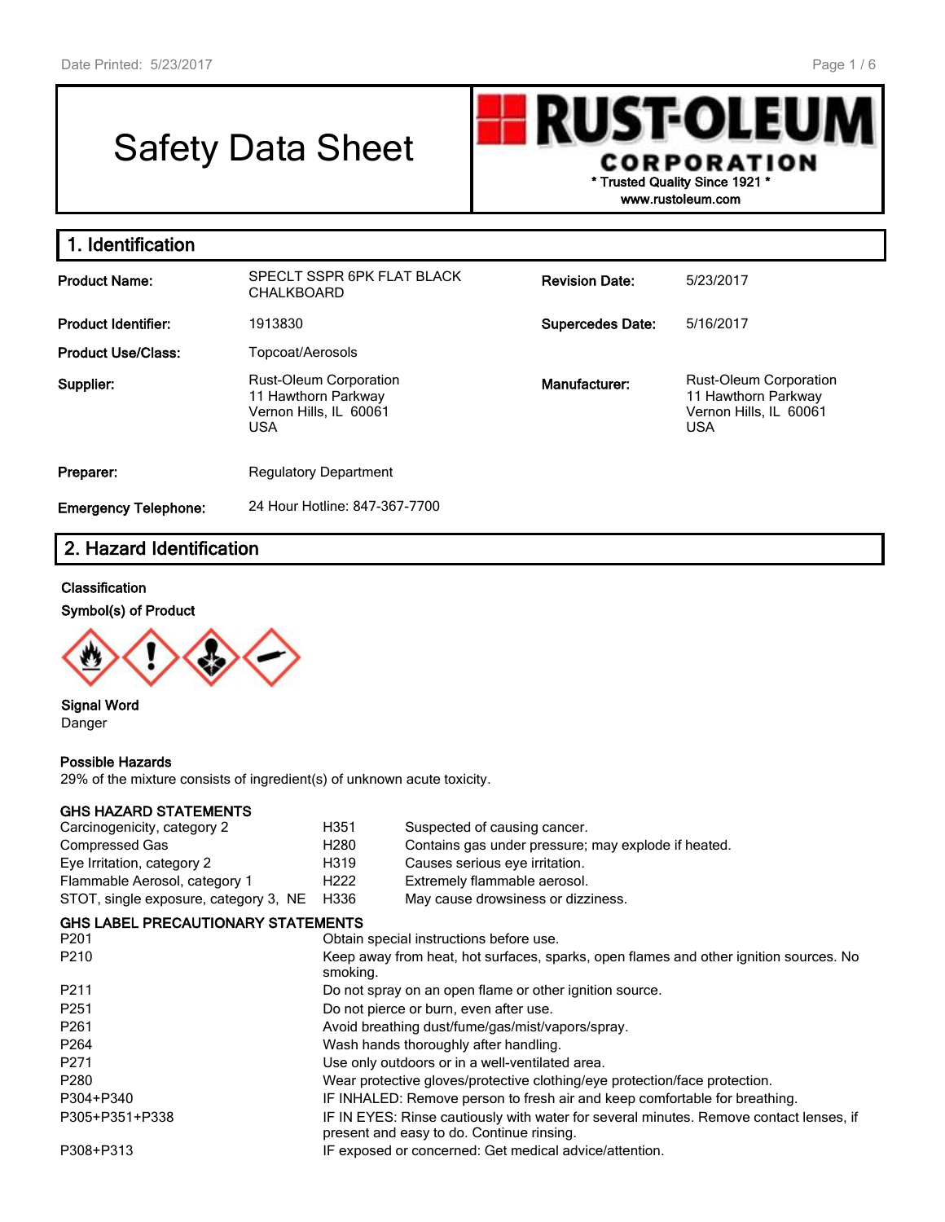# Safety Data Sheet

**RUST-OLEUM CORPORATION**
* Trusted Quality Since 1921 *
www.rustoleum.com

## 1. Identification

| | | | |
|---|---|---|---|
| **Product Name:** | SPECLT SSPR 6PK FLAT BLACK CHALKBOARD | **Revision Date:** | 5/23/2017 |
| **Product Identifier:** | 1913830 | **Supercedes Date:** | 5/16/2017 |
| **Product Use/Class:** | Topcoat/Aerosols | | |
| **Supplier:** | Rust-Oleum Corporation<br>11 Hawthorn Parkway<br>Vernon Hills, IL 60061<br>USA | **Manufacturer:** | Rust-Oleum Corporation<br>11 Hawthorn Parkway<br>Vernon Hills, IL 60061<br>USA |
| **Preparer:** | Regulatory Department | | |
| **Emergency Telephone:** | 24 Hour Hotline: 847-367-7700 | | |

## 2. Hazard Identification

**Classification**

**Symbol(s) of Product**

**Signal Word**
Danger

**Possible Hazards**
29% of the mixture consists of ingredient(s) of unknown acute toxicity.

**GHS HAZARD STATEMENTS**

| | | |
|---|---|---|
| Carcinogenicity, category 2 | H351 | Suspected of causing cancer. |
| Compressed Gas | H280 | Contains gas under pressure; may explode if heated. |
| Eye Irritation, category 2 | H319 | Causes serious eye irritation. |
| Flammable Aerosol, category 1 | H222 | Extremely flammable aerosol. |
| STOT, single exposure, category 3, NE | H336 | May cause drowsiness or dizziness. |

**GHS LABEL PRECAUTIONARY STATEMENTS**

| | |
|---|---|
| P201 | Obtain special instructions before use. |
| P210 | Keep away from heat, hot surfaces, sparks, open flames and other ignition sources. No smoking. |
| P211 | Do not spray on an open flame or other ignition source. |
| P251 | Do not pierce or burn, even after use. |
| P261 | Avoid breathing dust/fume/gas/mist/vapors/spray. |
| P264 | Wash hands thoroughly after handling. |
| P271 | Use only outdoors or in a well-ventilated area. |
| P280 | Wear protective gloves/protective clothing/eye protection/face protection. |
| P304+P340 | IF INHALED: Remove person to fresh air and keep comfortable for breathing. |
| P305+P351+P338 | IF IN EYES: Rinse cautiously with water for several minutes. Remove contact lenses, if present and easy to do. Continue rinsing. |
| P308+P313 | IF exposed or concerned: Get medical advice/attention. |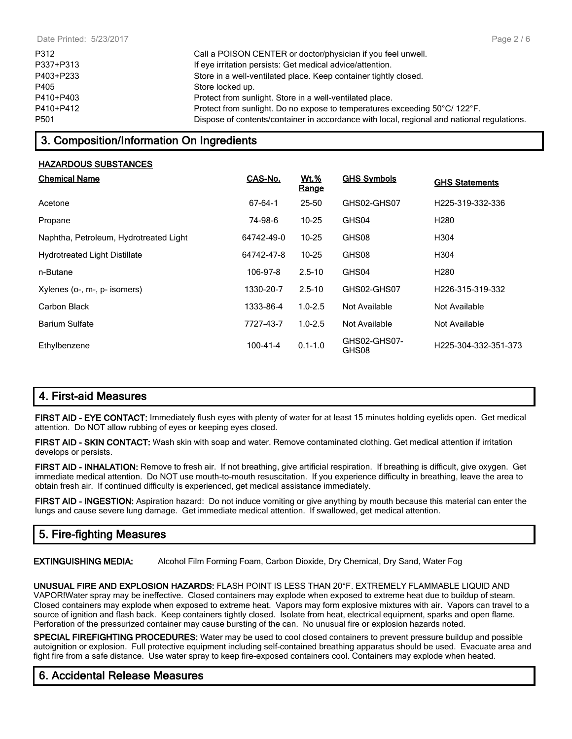| | |
|---|---|
| P312 | Call a POISON CENTER or doctor/physician if you feel unwell. |
| P337+P313 | If eye irritation persists: Get medical advice/attention. |
| P403+P233 | Store in a well-ventilated place. Keep container tightly closed. |
| P405 | Store locked up. |
| P410+P403 | Protect from sunlight. Store in a well-ventilated place. |
| P410+P412 | Protect from sunlight. Do no expose to temperatures exceeding 50°C/ 122°F. |
| P501 | Dispose of contents/container in accordance with local, regional and national regulations. |

## 3. Composition/Information On Ingredients

**HAZARDOUS SUBSTANCES**

| Chemical Name | CAS-No. | Wt.% Range | GHS Symbols | GHS Statements |
|---|---|---|---|---|
| Acetone | 67-64-1 | 25-50 | GHS02-GHS07 | H225-319-332-336 |
| Propane | 74-98-6 | 10-25 | GHS04 | H280 |
| Naphtha, Petroleum, Hydrotreated Light | 64742-49-0 | 10-25 | GHS08 | H304 |
| Hydrotreated Light Distillate | 64742-47-8 | 10-25 | GHS08 | H304 |
| n-Butane | 106-97-8 | 2.5-10 | GHS04 | H280 |
| Xylenes (o-, m-, p- isomers) | 1330-20-7 | 2.5-10 | GHS02-GHS07 | H226-315-319-332 |
| Carbon Black | 1333-86-4 | 1.0-2.5 | Not Available | Not Available |
| Barium Sulfate | 7727-43-7 | 1.0-2.5 | Not Available | Not Available |
| Ethylbenzene | 100-41-4 | 0.1-1.0 | GHS02-GHS07-GHS08 | H225-304-332-351-373 |

## 4. First-aid Measures

**FIRST AID - EYE CONTACT:** Immediately flush eyes with plenty of water for at least 15 minutes holding eyelids open. Get medical attention. Do NOT allow rubbing of eyes or keeping eyes closed.

**FIRST AID - SKIN CONTACT:** Wash skin with soap and water. Remove contaminated clothing. Get medical attention if irritation develops or persists.

**FIRST AID - INHALATION:** Remove to fresh air. If not breathing, give artificial respiration. If breathing is difficult, give oxygen. Get immediate medical attention. Do NOT use mouth-to-mouth resuscitation. If you experience difficulty in breathing, leave the area to obtain fresh air. If continued difficulty is experienced, get medical assistance immediately.

**FIRST AID - INGESTION:** Aspiration hazard: Do not induce vomiting or give anything by mouth because this material can enter the lungs and cause severe lung damage. Get immediate medical attention. If swallowed, get medical attention.

## 5. Fire-fighting Measures

**EXTINGUISHING MEDIA:** Alcohol Film Forming Foam, Carbon Dioxide, Dry Chemical, Dry Sand, Water Fog

**UNUSUAL FIRE AND EXPLOSION HAZARDS:** FLASH POINT IS LESS THAN 20°F. EXTREMELY FLAMMABLE LIQUID AND VAPOR!Water spray may be ineffective. Closed containers may explode when exposed to extreme heat due to buildup of steam. Closed containers may explode when exposed to extreme heat. Vapors may form explosive mixtures with air. Vapors can travel to a source of ignition and flash back. Keep containers tightly closed. Isolate from heat, electrical equipment, sparks and open flame. Perforation of the pressurized container may cause bursting of the can. No unusual fire or explosion hazards noted.

**SPECIAL FIREFIGHTING PROCEDURES:** Water may be used to cool closed containers to prevent pressure buildup and possible autoignition or explosion. Full protective equipment including self-contained breathing apparatus should be used. Evacuate area and fight fire from a safe distance. Use water spray to keep fire-exposed containers cool. Containers may explode when heated.

## 6. Accidental Release Measures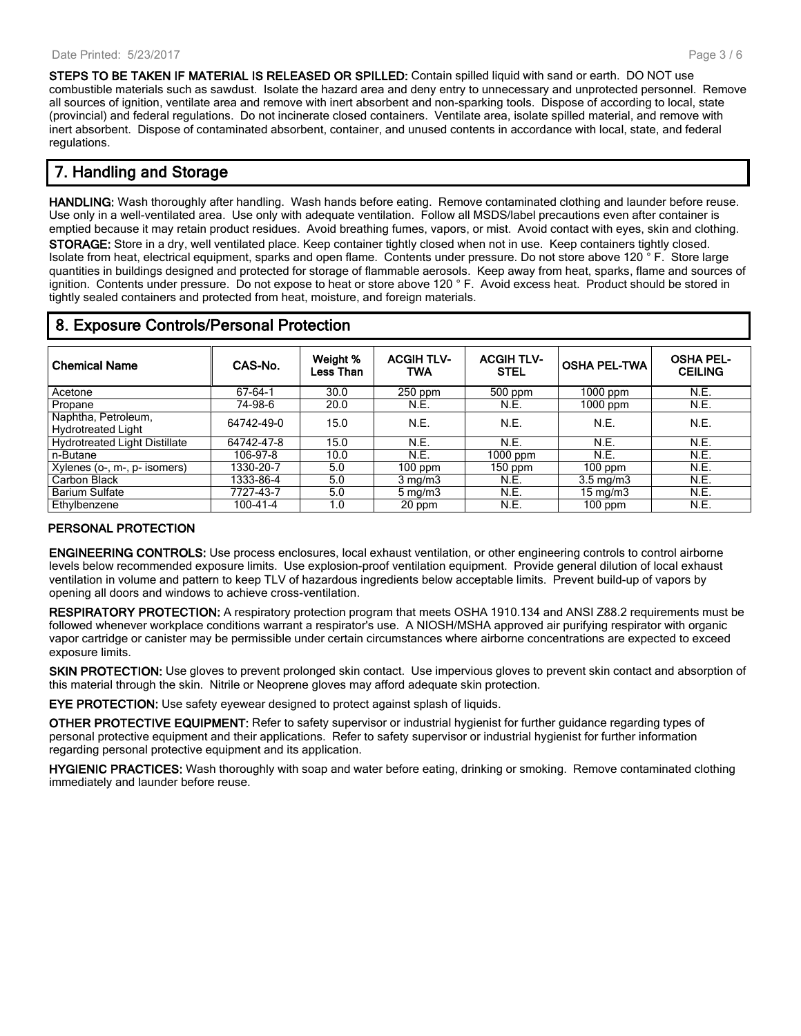**STEPS TO BE TAKEN IF MATERIAL IS RELEASED OR SPILLED:** Contain spilled liquid with sand or earth. DO NOT use combustible materials such as sawdust. Isolate the hazard area and deny entry to unnecessary and unprotected personnel. Remove all sources of ignition, ventilate area and remove with inert absorbent and non-sparking tools. Dispose of according to local, state (provincial) and federal regulations. Do not incinerate closed containers. Ventilate area, isolate spilled material, and remove with inert absorbent. Dispose of contaminated absorbent, container, and unused contents in accordance with local, state, and federal regulations.

## 7. Handling and Storage

**HANDLING:** Wash thoroughly after handling. Wash hands before eating. Remove contaminated clothing and launder before reuse. Use only in a well-ventilated area. Use only with adequate ventilation. Follow all MSDS/label precautions even after container is emptied because it may retain product residues. Avoid breathing fumes, vapors, or mist. Avoid contact with eyes, skin and clothing.

**STORAGE:** Store in a dry, well ventilated place. Keep container tightly closed when not in use. Keep containers tightly closed. Isolate from heat, electrical equipment, sparks and open flame. Contents under pressure. Do not store above 120 ° F. Store large quantities in buildings designed and protected for storage of flammable aerosols. Keep away from heat, sparks, flame and sources of ignition. Contents under pressure. Do not expose to heat or store above 120 ° F. Avoid excess heat. Product should be stored in tightly sealed containers and protected from heat, moisture, and foreign materials.

## 8. Exposure Controls/Personal Protection

| Chemical Name | CAS-No. | Weight % Less Than | ACGIH TLV-TWA | ACGIH TLV-STEL | OSHA PEL-TWA | OSHA PEL-CEILING |
|---|---|---|---|---|---|---|
| Acetone | 67-64-1 | 30.0 | 250 ppm | 500 ppm | 1000 ppm | N.E. |
| Propane | 74-98-6 | 20.0 | N.E. | N.E. | 1000 ppm | N.E. |
| Naphtha, Petroleum, Hydrotreated Light | 64742-49-0 | 15.0 | N.E. | N.E. | N.E. | N.E. |
| Hydrotreated Light Distillate | 64742-47-8 | 15.0 | N.E. | N.E. | N.E. | N.E. |
| n-Butane | 106-97-8 | 10.0 | N.E. | 1000 ppm | N.E. | N.E. |
| Xylenes (o-, m-, p- isomers) | 1330-20-7 | 5.0 | 100 ppm | 150 ppm | 100 ppm | N.E. |
| Carbon Black | 1333-86-4 | 5.0 | 3 mg/m3 | N.E. | 3.5 mg/m3 | N.E. |
| Barium Sulfate | 7727-43-7 | 5.0 | 5 mg/m3 | N.E. | 15 mg/m3 | N.E. |
| Ethylbenzene | 100-41-4 | 1.0 | 20 ppm | N.E. | 100 ppm | N.E. |

### PERSONAL PROTECTION

**ENGINEERING CONTROLS:** Use process enclosures, local exhaust ventilation, or other engineering controls to control airborne levels below recommended exposure limits. Use explosion-proof ventilation equipment. Provide general dilution of local exhaust ventilation in volume and pattern to keep TLV of hazardous ingredients below acceptable limits. Prevent build-up of vapors by opening all doors and windows to achieve cross-ventilation.

**RESPIRATORY PROTECTION:** A respiratory protection program that meets OSHA 1910.134 and ANSI Z88.2 requirements must be followed whenever workplace conditions warrant a respirator's use. A NIOSH/MSHA approved air purifying respirator with organic vapor cartridge or canister may be permissible under certain circumstances where airborne concentrations are expected to exceed exposure limits.

**SKIN PROTECTION:** Use gloves to prevent prolonged skin contact. Use impervious gloves to prevent skin contact and absorption of this material through the skin. Nitrile or Neoprene gloves may afford adequate skin protection.

**EYE PROTECTION:** Use safety eyewear designed to protect against splash of liquids.

**OTHER PROTECTIVE EQUIPMENT:** Refer to safety supervisor or industrial hygienist for further guidance regarding types of personal protective equipment and their applications. Refer to safety supervisor or industrial hygienist for further information regarding personal protective equipment and its application.

**HYGIENIC PRACTICES:** Wash thoroughly with soap and water before eating, drinking or smoking. Remove contaminated clothing immediately and launder before reuse.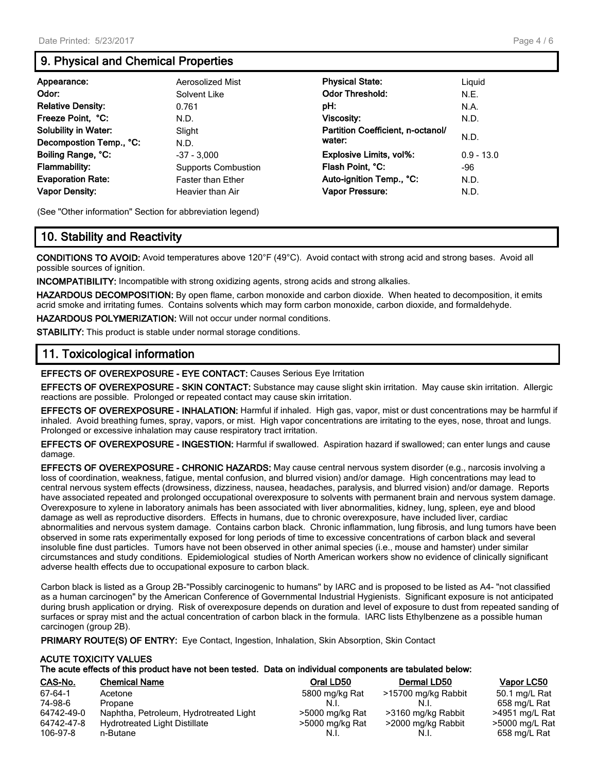## 9. Physical and Chemical Properties

| | | | |
|---|---|---|---|
| **Appearance:** | Aerosolized Mist | **Physical State:** | Liquid |
| **Odor:** | Solvent Like | **Odor Threshold:** | N.E. |
| **Relative Density:** | 0.761 | **pH:** | N.A. |
| **Freeze Point, °C:** | N.D. | **Viscosity:** | N.D. |
| **Solubility in Water:** | Slight | **Partition Coefficient, n-octanol/ water:** | N.D. |
| **Decompostion Temp., °C:** | N.D. | | |
| **Boiling Range, °C:** | -37 - 3,000 | **Explosive Limits, vol%:** | 0.9 - 13.0 |
| **Flammability:** | Supports Combustion | **Flash Point, °C:** | -96 |
| **Evaporation Rate:** | Faster than Ether | **Auto-ignition Temp., °C:** | N.D. |
| **Vapor Density:** | Heavier than Air | **Vapor Pressure:** | N.D. |

(See "Other information" Section for abbreviation legend)

## 10. Stability and Reactivity

**CONDITIONS TO AVOID:** Avoid temperatures above 120°F (49°C). Avoid contact with strong acid and strong bases. Avoid all possible sources of ignition.

**INCOMPATIBILITY:** Incompatible with strong oxidizing agents, strong acids and strong alkalies.

**HAZARDOUS DECOMPOSITION:** By open flame, carbon monoxide and carbon dioxide. When heated to decomposition, it emits acrid smoke and irritating fumes. Contains solvents which may form carbon monoxide, carbon dioxide, and formaldehyde.

**HAZARDOUS POLYMERIZATION:** Will not occur under normal conditions.

**STABILITY:** This product is stable under normal storage conditions.

## 11. Toxicological information

**EFFECTS OF OVEREXPOSURE - EYE CONTACT:** Causes Serious Eye Irritation

**EFFECTS OF OVEREXPOSURE - SKIN CONTACT:** Substance may cause slight skin irritation. May cause skin irritation. Allergic reactions are possible. Prolonged or repeated contact may cause skin irritation.

**EFFECTS OF OVEREXPOSURE - INHALATION:** Harmful if inhaled. High gas, vapor, mist or dust concentrations may be harmful if inhaled. Avoid breathing fumes, spray, vapors, or mist. High vapor concentrations are irritating to the eyes, nose, throat and lungs. Prolonged or excessive inhalation may cause respiratory tract irritation.

**EFFECTS OF OVEREXPOSURE - INGESTION:** Harmful if swallowed. Aspiration hazard if swallowed; can enter lungs and cause damage.

**EFFECTS OF OVEREXPOSURE - CHRONIC HAZARDS:** May cause central nervous system disorder (e.g., narcosis involving a loss of coordination, weakness, fatigue, mental confusion, and blurred vision) and/or damage. High concentrations may lead to central nervous system effects (drowsiness, dizziness, nausea, headaches, paralysis, and blurred vision) and/or damage. Reports have associated repeated and prolonged occupational overexposure to solvents with permanent brain and nervous system damage. Overexposure to xylene in laboratory animals has been associated with liver abnormalities, kidney, lung, spleen, eye and blood damage as well as reproductive disorders. Effects in humans, due to chronic overexposure, have included liver, cardiac abnormalities and nervous system damage. Contains carbon black. Chronic inflammation, lung fibrosis, and lung tumors have been observed in some rats experimentally exposed for long periods of time to excessive concentrations of carbon black and several insoluble fine dust particles. Tumors have not been observed in other animal species (i.e., mouse and hamster) under similar circumstances and study conditions. Epidemiological studies of North American workers show no evidence of clinically significant adverse health effects due to occupational exposure to carbon black.

Carbon black is listed as a Group 2B-"Possibly carcinogenic to humans" by IARC and is proposed to be listed as A4- "not classified as a human carcinogen" by the American Conference of Governmental Industrial Hygienists. Significant exposure is not anticipated during brush application or drying. Risk of overexposure depends on duration and level of exposure to dust from repeated sanding of surfaces or spray mist and the actual concentration of carbon black in the formula. IARC lists Ethylbenzene as a possible human carcinogen (group 2B).

**PRIMARY ROUTE(S) OF ENTRY:** Eye Contact, Ingestion, Inhalation, Skin Absorption, Skin Contact

**ACUTE TOXICITY VALUES**
**The acute effects of this product have not been tested. Data on individual components are tabulated below:**

| CAS-No. | Chemical Name | Oral LD50 | Dermal LD50 | Vapor LC50 |
|---|---|---|---|---|
| 67-64-1 | Acetone | 5800 mg/kg Rat | >15700 mg/kg Rabbit | 50.1 mg/L Rat |
| 74-98-6 | Propane | N.I. | N.I. | 658 mg/L Rat |
| 64742-49-0 | Naphtha, Petroleum, Hydrotreated Light | >5000 mg/kg Rat | >3160 mg/kg Rabbit | >4951 mg/L Rat |
| 64742-47-8 | Hydrotreated Light Distillate | >5000 mg/kg Rat | >2000 mg/kg Rabbit | >5000 mg/L Rat |
| 106-97-8 | n-Butane | N.I. | N.I. | 658 mg/L Rat |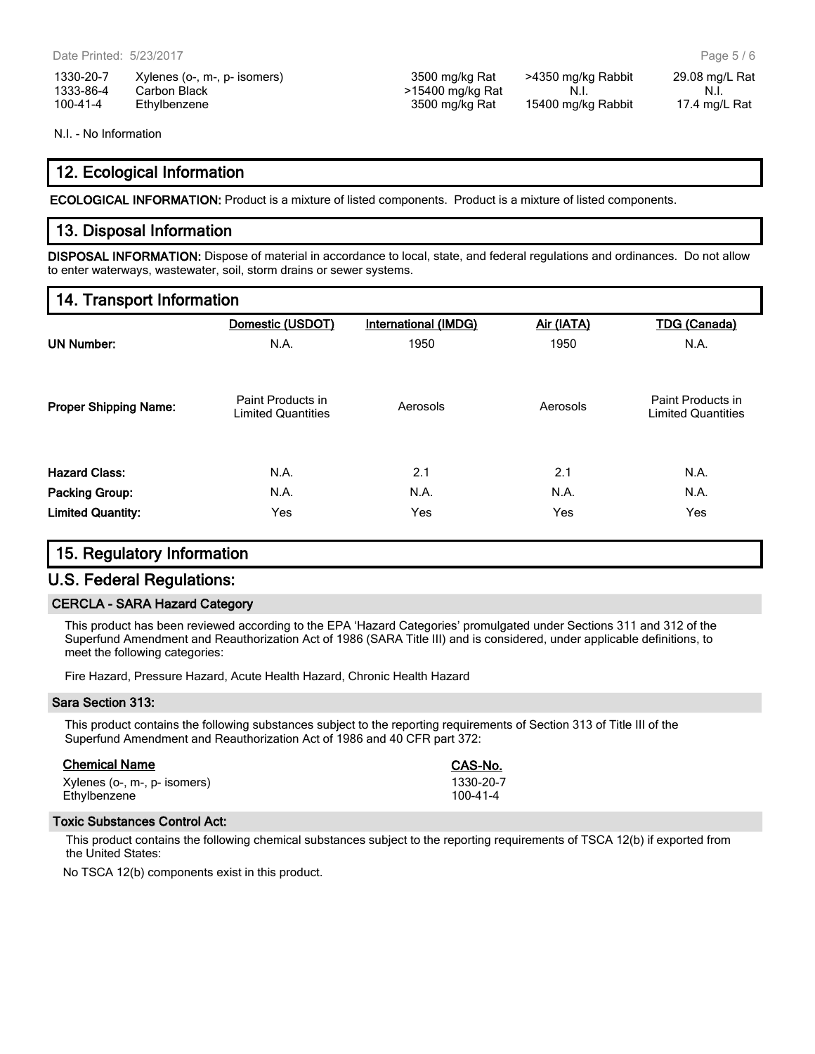| | | | | |
|---|---|---|---|---|
| 1330-20-7 | Xylenes (o-, m-, p- isomers) | 3500 mg/kg Rat | >4350 mg/kg Rabbit | 29.08 mg/L Rat |
| 1333-86-4 | Carbon Black | >15400 mg/kg Rat | N.I. | N.I. |
| 100-41-4 | Ethylbenzene | 3500 mg/kg Rat | 15400 mg/kg Rabbit | 17.4 mg/L Rat |

N.I. - No Information

## 12. Ecological Information

**ECOLOGICAL INFORMATION:** Product is a mixture of listed components. Product is a mixture of listed components.

## 13. Disposal Information

**DISPOSAL INFORMATION:** Dispose of material in accordance to local, state, and federal regulations and ordinances. Do not allow to enter waterways, wastewater, soil, storm drains or sewer systems.

## 14. Transport Information

| | Domestic (USDOT) | International (IMDG) | Air (IATA) | TDG (Canada) |
|---|---|---|---|---|
| **UN Number:** | N.A. | 1950 | 1950 | N.A. |
| **Proper Shipping Name:** | Paint Products in Limited Quantities | Aerosols | Aerosols | Paint Products in Limited Quantities |
| **Hazard Class:** | N.A. | 2.1 | 2.1 | N.A. |
| **Packing Group:** | N.A. | N.A. | N.A. | N.A. |
| **Limited Quantity:** | Yes | Yes | Yes | Yes |

## 15. Regulatory Information

## U.S. Federal Regulations:

### CERCLA - SARA Hazard Category

This product has been reviewed according to the EPA 'Hazard Categories' promulgated under Sections 311 and 312 of the Superfund Amendment and Reauthorization Act of 1986 (SARA Title III) and is considered, under applicable definitions, to meet the following categories:

Fire Hazard, Pressure Hazard, Acute Health Hazard, Chronic Health Hazard

### Sara Section 313:

This product contains the following substances subject to the reporting requirements of Section 313 of Title III of the Superfund Amendment and Reauthorization Act of 1986 and 40 CFR part 372:

| Chemical Name | CAS-No. |
|---|---|
| Xylenes (o-, m-, p- isomers) | 1330-20-7 |
| Ethylbenzene | 100-41-4 |

### Toxic Substances Control Act:

This product contains the following chemical substances subject to the reporting requirements of TSCA 12(b) if exported from the United States:

No TSCA 12(b) components exist in this product.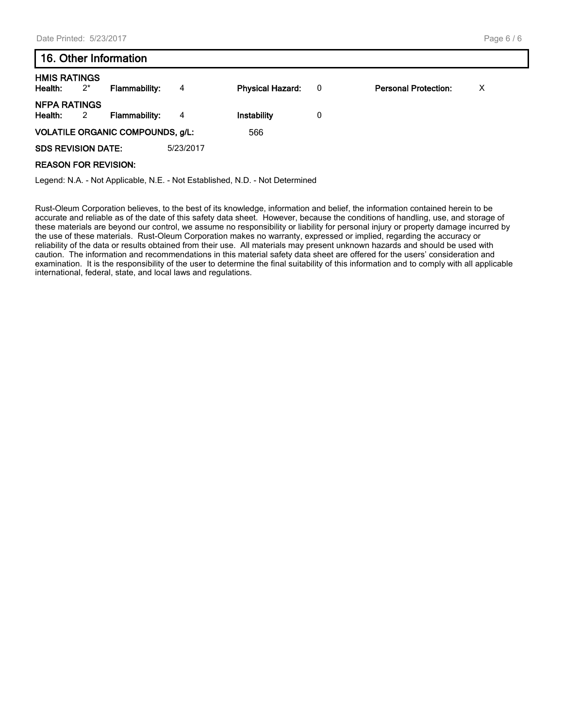## 16. Other Information

**HMIS RATINGS**

| | | | | | | | |
|---|---|---|---|---|---|---|---|
| **Health:** | 2* | **Flammability:** | 4 | **Physical Hazard:** | 0 | **Personal Protection:** | X |

**NFPA RATINGS**

| | | | | | |
|---|---|---|---|---|---|
| **Health:** | 2 | **Flammability:** | 4 | **Instability** | 0 |

**VOLATILE ORGANIC COMPOUNDS, g/L:** 566

**SDS REVISION DATE:** 5/23/2017

**REASON FOR REVISION:**

Legend: N.A. - Not Applicable, N.E. - Not Established, N.D. - Not Determined

Rust-Oleum Corporation believes, to the best of its knowledge, information and belief, the information contained herein to be accurate and reliable as of the date of this safety data sheet. However, because the conditions of handling, use, and storage of these materials are beyond our control, we assume no responsibility or liability for personal injury or property damage incurred by the use of these materials. Rust-Oleum Corporation makes no warranty, expressed or implied, regarding the accuracy or reliability of the data or results obtained from their use. All materials may present unknown hazards and should be used with caution. The information and recommendations in this material safety data sheet are offered for the users' consideration and examination. It is the responsibility of the user to determine the final suitability of this information and to comply with all applicable international, federal, state, and local laws and regulations.